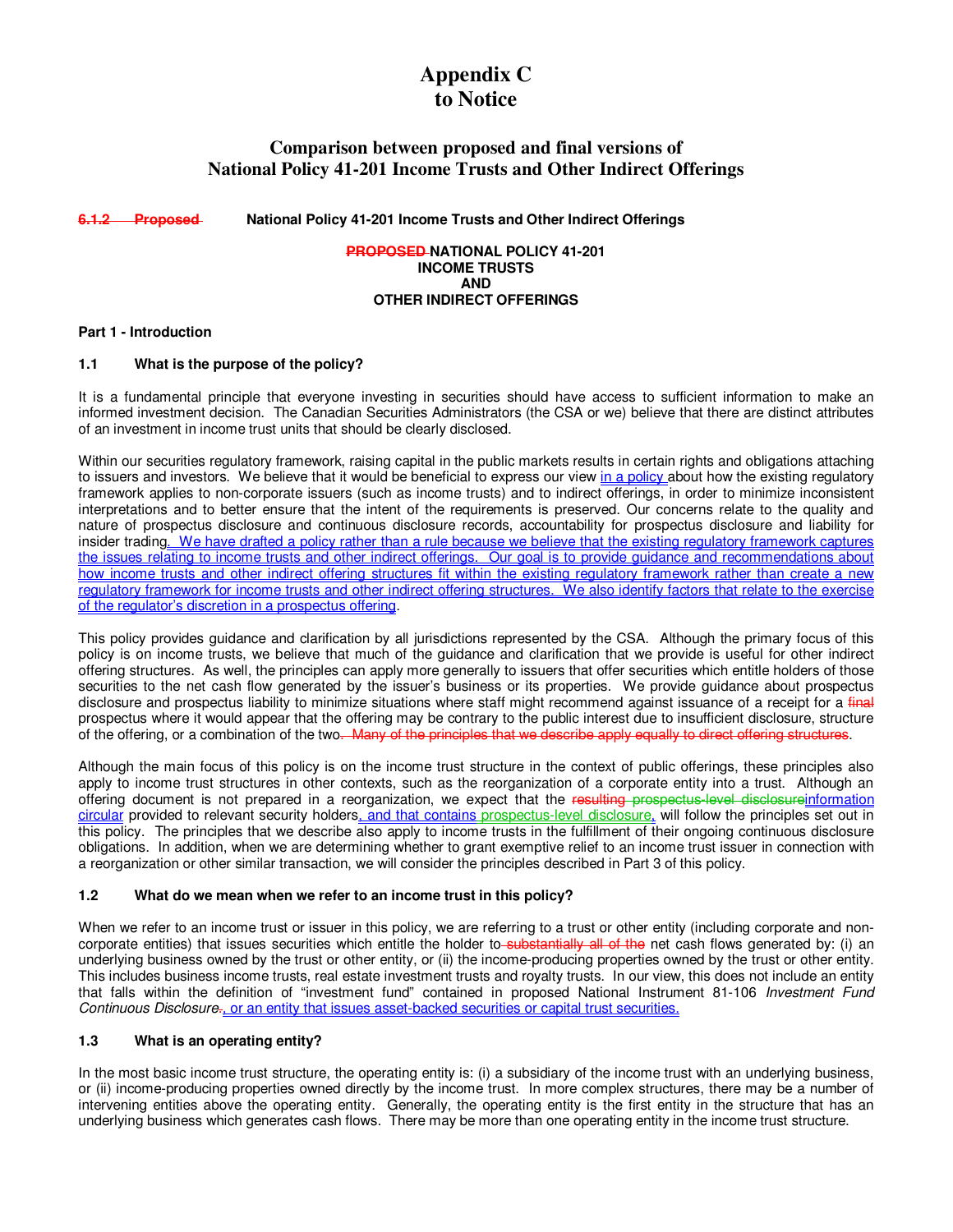# Appendix C
# to Notice

## Comparison between proposed and final versions of National Policy 41-201 Income Trusts and Other Indirect Offerings

**~~6.1.2 Proposed~~ National Policy 41-201 Income Trusts and Other Indirect Offerings**

**~~PROPOSED~~ NATIONAL POLICY 41-201**
**INCOME TRUSTS**
**AND**
**OTHER INDIRECT OFFERINGS**

### Part 1 - Introduction

#### 1.1 What is the purpose of the policy?

It is a fundamental principle that everyone investing in securities should have access to sufficient information to make an informed investment decision. The Canadian Securities Administrators (the CSA or we) believe that there are distinct attributes of an investment in income trust units that should be clearly disclosed.

Within our securities regulatory framework, raising capital in the public markets results in certain rights and obligations attaching to issuers and investors. We believe that it would be beneficial to express our view in a policy about how the existing regulatory framework applies to non-corporate issuers (such as income trusts) and to indirect offerings, in order to minimize inconsistent interpretations and to better ensure that the intent of the requirements is preserved. Our concerns relate to the quality and nature of prospectus disclosure and continuous disclosure records, accountability for prospectus disclosure and liability for insider trading. We have drafted a policy rather than a rule because we believe that the existing regulatory framework captures the issues relating to income trusts and other indirect offerings. Our goal is to provide guidance and recommendations about how income trusts and other indirect offering structures fit within the existing regulatory framework rather than create a new regulatory framework for income trusts and other indirect offering structures. We also identify factors that relate to the exercise of the regulator's discretion in a prospectus offering.

This policy provides guidance and clarification by all jurisdictions represented by the CSA. Although the primary focus of this policy is on income trusts, we believe that much of the guidance and clarification that we provide is useful for other indirect offering structures. As well, the principles can apply more generally to issuers that offer securities which entitle holders of those securities to the net cash flow generated by the issuer's business or its properties. We provide guidance about prospectus disclosure and prospectus liability to minimize situations where staff might recommend against issuance of a receipt for a ~~final~~ prospectus where it would appear that the offering may be contrary to the public interest due to insufficient disclosure, structure of the offering, or a combination of the two. ~~Many of the principles that we describe apply equally to direct offering structures.~~

Although the main focus of this policy is on the income trust structure in the context of public offerings, these principles also apply to income trust structures in other contexts, such as the reorganization of a corporate entity into a trust. Although an offering document is not prepared in a reorganization, we expect that the ~~resulting prospectus-level disclosure~~information circular provided to relevant security holders, and that contains prospectus-level disclosure, will follow the principles set out in this policy. The principles that we describe also apply to income trusts in the fulfillment of their ongoing continuous disclosure obligations. In addition, when we are determining whether to grant exemptive relief to an income trust issuer in connection with a reorganization or other similar transaction, we will consider the principles described in Part 3 of this policy.

#### 1.2 What do we mean when we refer to an income trust in this policy?

When we refer to an income trust or issuer in this policy, we are referring to a trust or other entity (including corporate and non-corporate entities) that issues securities which entitle the holder to ~~substantially all of the~~ net cash flows generated by: (i) an underlying business owned by the trust or other entity, or (ii) the income-producing properties owned by the trust or other entity. This includes business income trusts, real estate investment trusts and royalty trusts. In our view, this does not include an entity that falls within the definition of "investment fund" contained in proposed National Instrument 81-106 *Investment Fund Continuous Disclosure*~~.~~, or an entity that issues asset-backed securities or capital trust securities.

#### 1.3 What is an operating entity?

In the most basic income trust structure, the operating entity is: (i) a subsidiary of the income trust with an underlying business, or (ii) income-producing properties owned directly by the income trust. In more complex structures, there may be a number of intervening entities above the operating entity. Generally, the operating entity is the first entity in the structure that has an underlying business which generates cash flows. There may be more than one operating entity in the income trust structure.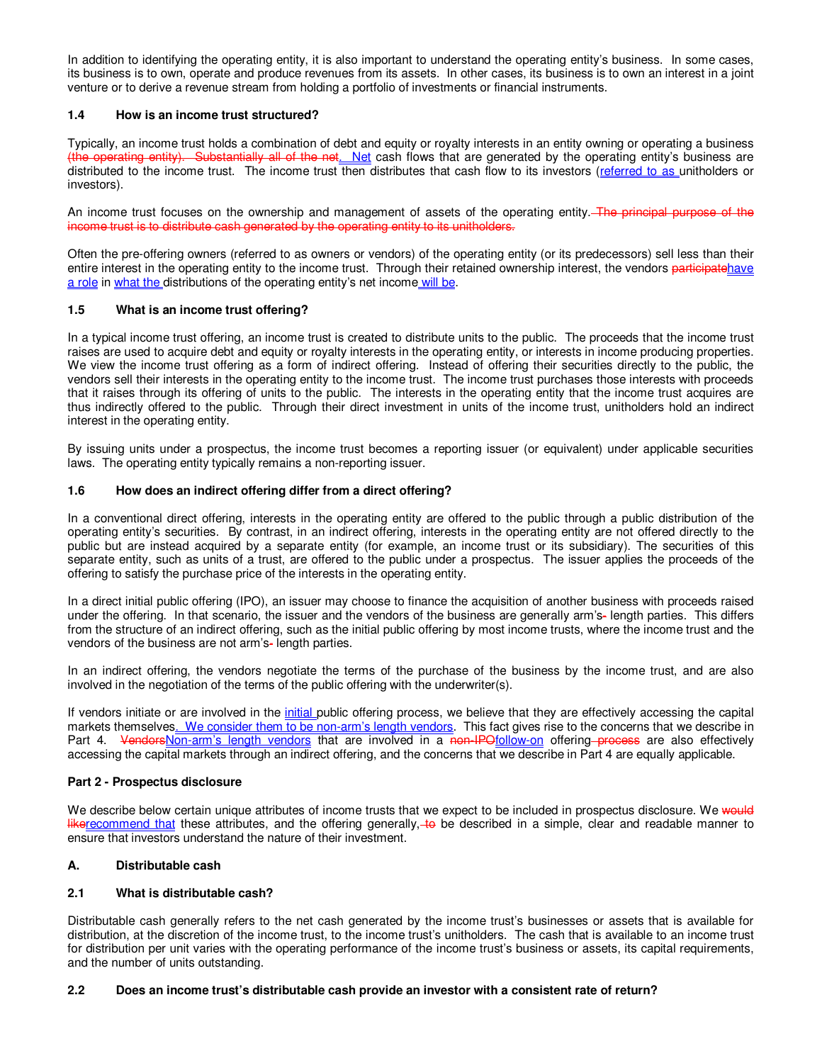In addition to identifying the operating entity, it is also important to understand the operating entity's business. In some cases, its business is to own, operate and produce revenues from its assets. In other cases, its business is to own an interest in a joint venture or to derive a revenue stream from holding a portfolio of investments or financial instruments.

### 1.4 How is an income trust structured?

Typically, an income trust holds a combination of debt and equity or royalty interests in an entity owning or operating a business ~~(the operating entity). Substantially all of the net~~. Net cash flows that are generated by the operating entity's business are distributed to the income trust. The income trust then distributes that cash flow to its investors (referred to as unitholders or investors).

An income trust focuses on the ownership and management of assets of the operating entity. ~~The principal purpose of the income trust is to distribute cash generated by the operating entity to its unitholders.~~

Often the pre-offering owners (referred to as owners or vendors) of the operating entity (or its predecessors) sell less than their entire interest in the operating entity to the income trust. Through their retained ownership interest, the vendors ~~participate~~have a role in what the distributions of the operating entity's net income will be.

### 1.5 What is an income trust offering?

In a typical income trust offering, an income trust is created to distribute units to the public. The proceeds that the income trust raises are used to acquire debt and equity or royalty interests in the operating entity, or interests in income producing properties. We view the income trust offering as a form of indirect offering. Instead of offering their securities directly to the public, the vendors sell their interests in the operating entity to the income trust. The income trust purchases those interests with proceeds that it raises through its offering of units to the public. The interests in the operating entity that the income trust acquires are thus indirectly offered to the public. Through their direct investment in units of the income trust, unitholders hold an indirect interest in the operating entity.

By issuing units under a prospectus, the income trust becomes a reporting issuer (or equivalent) under applicable securities laws. The operating entity typically remains a non-reporting issuer.

### 1.6 How does an indirect offering differ from a direct offering?

In a conventional direct offering, interests in the operating entity are offered to the public through a public distribution of the operating entity's securities. By contrast, in an indirect offering, interests in the operating entity are not offered directly to the public but are instead acquired by a separate entity (for example, an income trust or its subsidiary). The securities of this separate entity, such as units of a trust, are offered to the public under a prospectus. The issuer applies the proceeds of the offering to satisfy the purchase price of the interests in the operating entity.

In a direct initial public offering (IPO), an issuer may choose to finance the acquisition of another business with proceeds raised under the offering. In that scenario, the issuer and the vendors of the business are generally arm's~~-~~ length parties. This differs from the structure of an indirect offering, such as the initial public offering by most income trusts, where the income trust and the vendors of the business are not arm's~~-~~ length parties.

In an indirect offering, the vendors negotiate the terms of the purchase of the business by the income trust, and are also involved in the negotiation of the terms of the public offering with the underwriter(s).

If vendors initiate or are involved in the initial public offering process, we believe that they are effectively accessing the capital markets themselves. We consider them to be non-arm's length vendors. This fact gives rise to the concerns that we describe in Part 4. ~~Vendors~~Non-arm's length vendors that are involved in a ~~non-IPO~~follow-on offering ~~process~~ are also effectively accessing the capital markets through an indirect offering, and the concerns that we describe in Part 4 are equally applicable.

## Part 2 - Prospectus disclosure

We describe below certain unique attributes of income trusts that we expect to be included in prospectus disclosure. We ~~would like~~recommend that these attributes, and the offering generally, ~~to~~ be described in a simple, clear and readable manner to ensure that investors understand the nature of their investment.

### A. Distributable cash

### 2.1 What is distributable cash?

Distributable cash generally refers to the net cash generated by the income trust's businesses or assets that is available for distribution, at the discretion of the income trust, to the income trust's unitholders. The cash that is available to an income trust for distribution per unit varies with the operating performance of the income trust's business or assets, its capital requirements, and the number of units outstanding.

### 2.2 Does an income trust's distributable cash provide an investor with a consistent rate of return?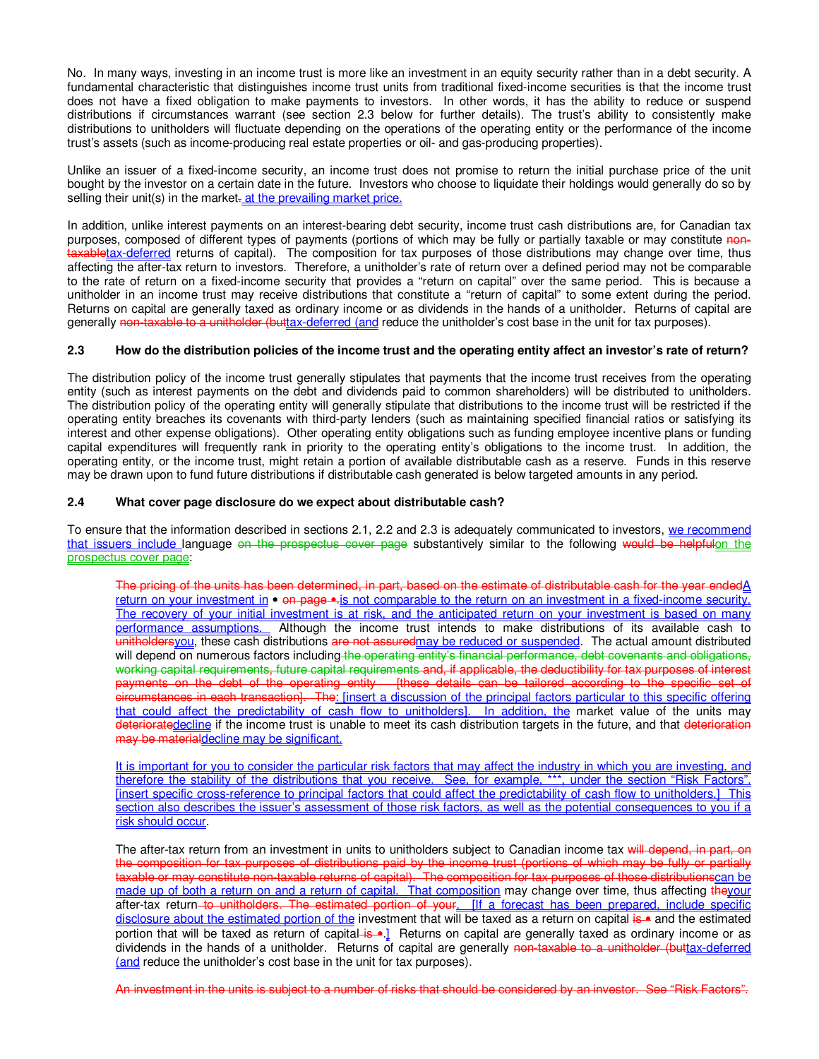No. In many ways, investing in an income trust is more like an investment in an equity security rather than in a debt security. A fundamental characteristic that distinguishes income trust units from traditional fixed-income securities is that the income trust does not have a fixed obligation to make payments to investors. In other words, it has the ability to reduce or suspend distributions if circumstances warrant (see section 2.3 below for further details). The trust's ability to consistently make distributions to unitholders will fluctuate depending on the operations of the operating entity or the performance of the income trust's assets (such as income-producing real estate properties or oil- and gas-producing properties).

Unlike an issuer of a fixed-income security, an income trust does not promise to return the initial purchase price of the unit bought by the investor on a certain date in the future. Investors who choose to liquidate their holdings would generally do so by selling their unit(s) in the market~~.~~ at the prevailing market price.

In addition, unlike interest payments on an interest-bearing debt security, income trust cash distributions are, for Canadian tax purposes, composed of different types of payments (portions of which may be fully or partially taxable or may constitute ~~non-taxable~~tax-deferred returns of capital). The composition for tax purposes of those distributions may change over time, thus affecting the after-tax return to investors. Therefore, a unitholder's rate of return over a defined period may not be comparable to the rate of return on a fixed-income security that provides a "return on capital" over the same period. This is because a unitholder in an income trust may receive distributions that constitute a "return of capital" to some extent during the period. Returns on capital are generally taxed as ordinary income or as dividends in the hands of a unitholder. Returns of capital are generally ~~non-taxable to a unitholder (but~~tax-deferred (and reduce the unitholder's cost base in the unit for tax purposes).

### 2.3 How do the distribution policies of the income trust and the operating entity affect an investor's rate of return?

The distribution policy of the income trust generally stipulates that payments that the income trust receives from the operating entity (such as interest payments on the debt and dividends paid to common shareholders) will be distributed to unitholders. The distribution policy of the operating entity will generally stipulate that distributions to the income trust will be restricted if the operating entity breaches its covenants with third-party lenders (such as maintaining specified financial ratios or satisfying its interest and other expense obligations). Other operating entity obligations such as funding employee incentive plans or funding capital expenditures will frequently rank in priority to the operating entity's obligations to the income trust. In addition, the operating entity, or the income trust, might retain a portion of available distributable cash as a reserve. Funds in this reserve may be drawn upon to fund future distributions if distributable cash generated is below targeted amounts in any period.

### 2.4 What cover page disclosure do we expect about distributable cash?

To ensure that the information described in sections 2.1, 2.2 and 2.3 is adequately communicated to investors, we recommend that issuers include language ~~on the prospectus cover page~~ substantively similar to the following ~~would be helpful~~on the prospectus cover page:

> ~~The pricing of the units has been determined, in part, based on the estimate of distributable cash for the year ended~~A return on your investment in • ~~on page •.~~is not comparable to the return on an investment in a fixed-income security. The recovery of your initial investment is at risk, and the anticipated return on your investment is based on many performance assumptions. Although the income trust intends to make distributions of its available cash to ~~unitholders~~you, these cash distributions ~~are not assured~~may be reduced or suspended. The actual amount distributed will depend on numerous factors including ~~the operating entity's financial performance, debt covenants and obligations, working capital requirements, future capital requirements and, if applicable, the deductibility for tax purposes of interest payments on the debt of the operating entity — [these details can be tailored according to the specific set of circumstances in each transaction]. The~~: [insert a discussion of the principal factors particular to this specific offering that could affect the predictability of cash flow to unitholders]. In addition, the market value of the units may ~~deteriorate~~decline if the income trust is unable to meet its cash distribution targets in the future, and that ~~deterioration may be material~~decline may be significant.
>
> It is important for you to consider the particular risk factors that may affect the industry in which you are investing, and therefore the stability of the distributions that you receive. See, for example, ***, under the section "Risk Factors". [insert specific cross-reference to principal factors that could affect the predictability of cash flow to unitholders.] This section also describes the issuer's assessment of those risk factors, as well as the potential consequences to you if a risk should occur.
>
> The after-tax return from an investment in units to unitholders subject to Canadian income tax ~~will depend, in part, on the composition for tax purposes of distributions paid by the income trust (portions of which may be fully or partially taxable or may constitute non-taxable returns of capital). The composition for tax purposes of those distributions~~can be made up of both a return on and a return of capital. That composition may change over time, thus affecting ~~the~~your after-tax return~~ to unitholders. The estimated portion of your~~. [If a forecast has been prepared, include specific disclosure about the estimated portion of the investment that will be taxed as a return on capital ~~is •~~ and the estimated portion that will be taxed as return of capital~~ is •~~.] Returns on capital are generally taxed as ordinary income or as dividends in the hands of a unitholder. Returns of capital are generally ~~non-taxable to a unitholder (but~~tax-deferred (and reduce the unitholder's cost base in the unit for tax purposes).
>
> ~~An investment in the units is subject to a number of risks that should be considered by an investor. See "Risk Factors".~~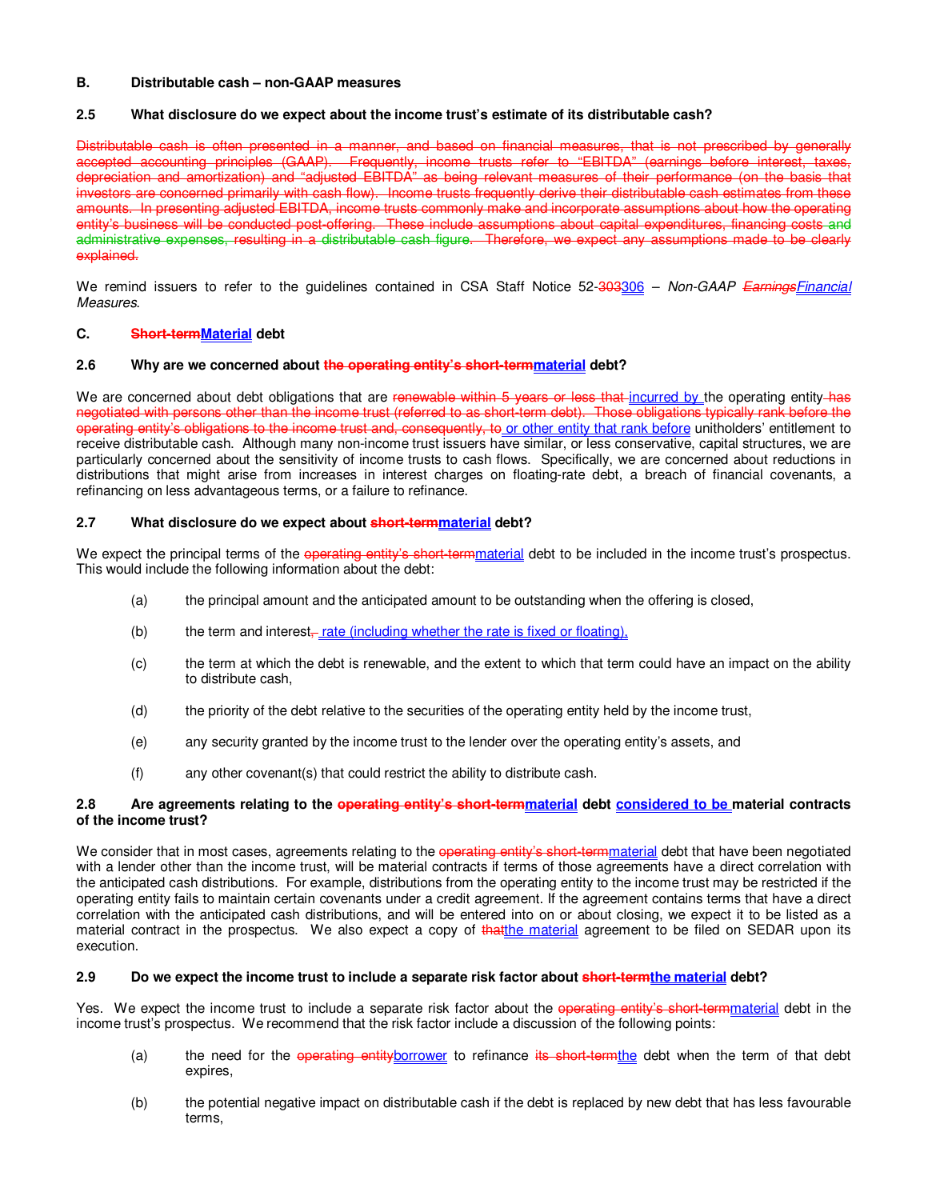**B. Distributable cash – non-GAAP measures**

**2.5 What disclosure do we expect about the income trust's estimate of its distributable cash?**

~~Distributable cash is often presented in a manner, and based on financial measures, that is not prescribed by generally accepted accounting principles (GAAP). Frequently, income trusts refer to "EBITDA" (earnings before interest, taxes, depreciation and amortization) and "adjusted EBITDA" as being relevant measures of their performance (on the basis that investors are concerned primarily with cash flow). Income trusts frequently derive their distributable cash estimates from these amounts. In presenting adjusted EBITDA, income trusts commonly make and incorporate assumptions about how the operating entity's business will be conducted post-offering. These include assumptions about capital expenditures, financing costs and administrative expenses, resulting in a distributable cash figure. Therefore, we expect any assumptions made to be clearly explained.~~

We remind issuers to refer to the guidelines contained in CSA Staff Notice 52-~~303~~<u>306</u> – *Non-GAAP ~~Earnings~~<u>Financial</u> Measures*.

**C. ~~Short-term~~<u>Material</u> debt**

**2.6 Why are we concerned about ~~the operating entity's short-term~~<u>material</u> debt?**

We are concerned about debt obligations that are ~~renewable within 5 years or less that~~ <u>incurred by</u> the operating entity ~~has negotiated with persons other than the income trust (referred to as short-term debt). Those obligations typically rank before the operating entity's obligations to the income trust and, consequently, to~~ <u>or other entity that rank before</u> unitholders' entitlement to receive distributable cash. Although many non-income trust issuers have similar, or less conservative, capital structures, we are particularly concerned about the sensitivity of income trusts to cash flows. Specifically, we are concerned about reductions in distributions that might arise from increases in interest charges on floating-rate debt, a breach of financial covenants, a refinancing on less advantageous terms, or a failure to refinance.

**2.7 What disclosure do we expect about ~~short-term~~<u>material</u> debt?**

We expect the principal terms of the ~~operating entity's short-term~~<u>material</u> debt to be included in the income trust's prospectus. This would include the following information about the debt:

(a) the principal amount and the anticipated amount to be outstanding when the offering is closed,

(b) the term and interest~~,~~ <u>rate (including whether the rate is fixed or floating),</u>

(c) the term at which the debt is renewable, and the extent to which that term could have an impact on the ability to distribute cash,

(d) the priority of the debt relative to the securities of the operating entity held by the income trust,

(e) any security granted by the income trust to the lender over the operating entity's assets, and

(f) any other covenant(s) that could restrict the ability to distribute cash.

**2.8 Are agreements relating to the ~~operating entity's short-term~~<u>material</u> debt <u>considered to be</u> material contracts of the income trust?**

We consider that in most cases, agreements relating to the ~~operating entity's short-term~~<u>material</u> debt that have been negotiated with a lender other than the income trust, will be material contracts if terms of those agreements have a direct correlation with the anticipated cash distributions. For example, distributions from the operating entity to the income trust may be restricted if the operating entity fails to maintain certain covenants under a credit agreement. If the agreement contains terms that have a direct correlation with the anticipated cash distributions, and will be entered into on or about closing, we expect it to be listed as a material contract in the prospectus. We also expect a copy of ~~that~~<u>the material</u> agreement to be filed on SEDAR upon its execution.

**2.9 Do we expect the income trust to include a separate risk factor about ~~short-term~~<u>the material</u> debt?**

Yes. We expect the income trust to include a separate risk factor about the ~~operating entity's short-term~~<u>material</u> debt in the income trust's prospectus. We recommend that the risk factor include a discussion of the following points:

(a) the need for the ~~operating entity~~<u>borrower</u> to refinance ~~its short-term~~<u>the</u> debt when the term of that debt expires,

(b) the potential negative impact on distributable cash if the debt is replaced by new debt that has less favourable terms,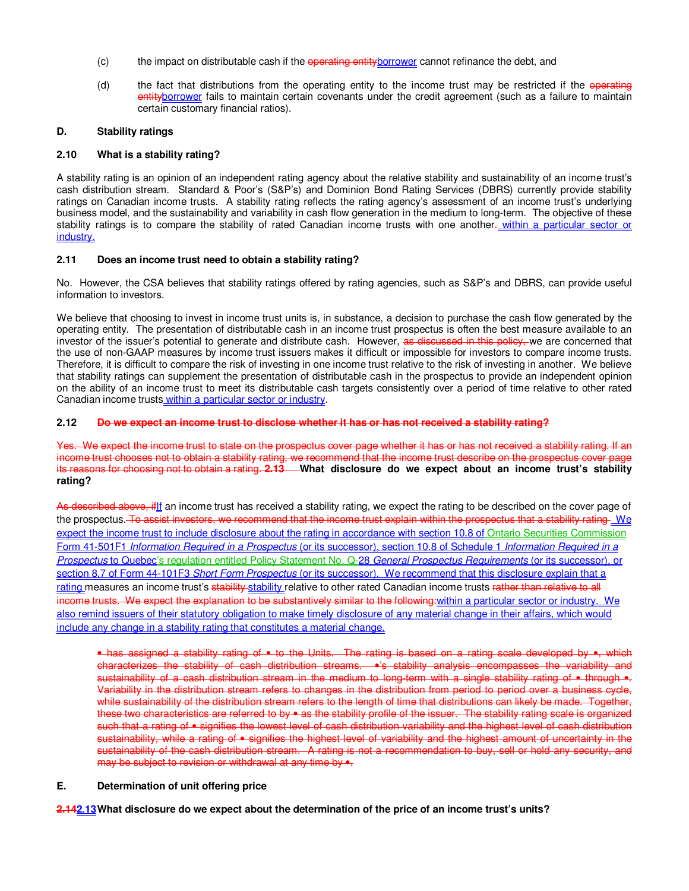(c) the impact on distributable cash if the ~~operating entity~~borrower cannot refinance the debt, and

(d) the fact that distributions from the operating entity to the income trust may be restricted if the ~~operating entity~~borrower fails to maintain certain covenants under the credit agreement (such as a failure to maintain certain customary financial ratios).

### D. Stability ratings

#### 2.10 What is a stability rating?

A stability rating is an opinion of an independent rating agency about the relative stability and sustainability of an income trust's cash distribution stream. Standard & Poor's (S&P's) and Dominion Bond Rating Services (DBRS) currently provide stability ratings on Canadian income trusts. A stability rating reflects the rating agency's assessment of an income trust's underlying business model, and the sustainability and variability in cash flow generation in the medium to long-term. The objective of these stability ratings is to compare the stability of rated Canadian income trusts with one another~~.~~ within a particular sector or industry.

#### 2.11 Does an income trust need to obtain a stability rating?

No. However, the CSA believes that stability ratings offered by rating agencies, such as S&P's and DBRS, can provide useful information to investors.

We believe that choosing to invest in income trust units is, in substance, a decision to purchase the cash flow generated by the operating entity. The presentation of distributable cash in an income trust prospectus is often the best measure available to an investor of the issuer's potential to generate and distribute cash. However, ~~as discussed in this policy,~~ we are concerned that the use of non-GAAP measures by income trust issuers makes it difficult or impossible for investors to compare income trusts. Therefore, it is difficult to compare the risk of investing in one income trust relative to the risk of investing in another. We believe that stability ratings can supplement the presentation of distributable cash in the prospectus to provide an independent opinion on the ability of an income trust to meet its distributable cash targets consistently over a period of time relative to other rated Canadian income trusts within a particular sector or industry.

#### 2.12 ~~Do we expect an income trust to disclose whether it has or has not received a stability rating?~~

~~Yes. We expect the income trust to state on the prospectus cover page whether it has or has not received a stability rating. If an income trust chooses not to obtain a stability rating, we recommend that the income trust describe on the prospectus cover page its reasons for choosing not to obtain a rating. 2.13~~ **What disclosure do we expect about an income trust's stability rating?**

~~As described above, if~~If an income trust has received a stability rating, we expect the rating to be described on the cover page of the prospectus. ~~To assist investors, we recommend that the income trust explain within the prospectus that a stability rating~~ We expect the income trust to include disclosure about the rating in accordance with section 10.8 of Ontario Securities Commission Form 41-501F1 *Information Required in a Prospectus* (or its successor), section 10.8 of Schedule 1 *Information Required in a Prospectus* to Quebec's regulation entitled Policy Statement No. Q-28 *General Prospectus Requirements* (or its successor), or section 8.7 of Form 44-101F3 *Short Form Prospectus* (or its successor). We recommend that this disclosure explain that a rating measures an income trust's ~~stability~~ stability relative to other rated Canadian income trusts ~~rather than relative to all income trusts. We expect the explanation to be substantively similar to the following:~~within a particular sector or industry. We also remind issuers of their statutory obligation to make timely disclosure of any material change in their affairs, which would include any change in a stability rating that constitutes a material change.

> ~~• has assigned a stability rating of • to the Units. The rating is based on a rating scale developed by •, which characterizes the stability of cash distribution streams. •'s stability analysis encompasses the variability and sustainability of a cash distribution stream in the medium to long-term with a single stability rating of • through •. Variability in the distribution stream refers to changes in the distribution from period to period over a business cycle, while sustainability of the distribution stream refers to the length of time that distributions can likely be made. Together, these two characteristics are referred to by • as the stability profile of the issuer. The stability rating scale is organized such that a rating of • signifies the lowest level of cash distribution variability and the highest level of cash distribution sustainability, while a rating of • signifies the highest level of variability and the highest amount of uncertainty in the sustainability of the cash distribution stream. A rating is not a recommendation to buy, sell or hold any security, and may be subject to revision or withdrawal at any time by •.~~

### E. Determination of unit offering price

#### ~~2.14~~2.13 What disclosure do we expect about the determination of the price of an income trust's units?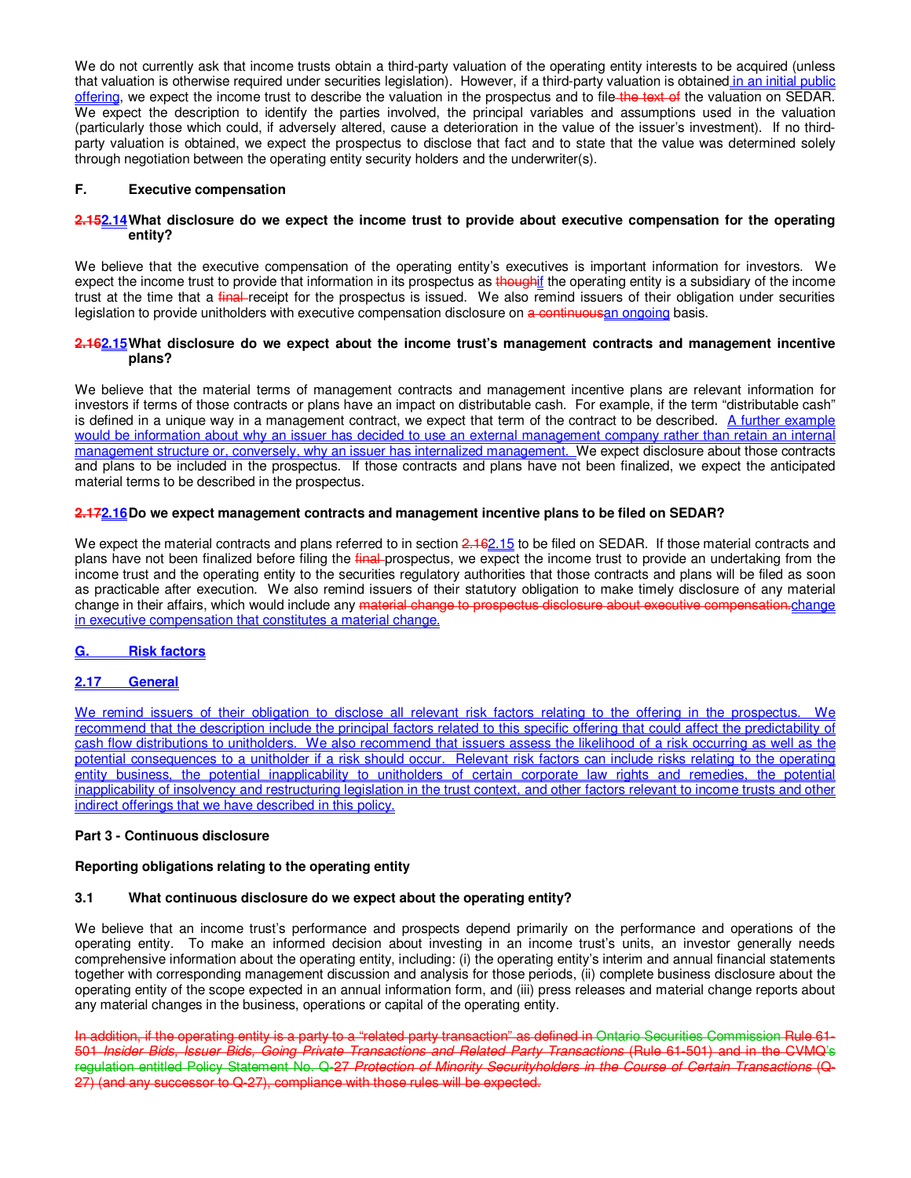We do not currently ask that income trusts obtain a third-party valuation of the operating entity interests to be acquired (unless that valuation is otherwise required under securities legislation). However, if a third-party valuation is obtained in an initial public offering, we expect the income trust to describe the valuation in the prospectus and to file ~~the text of~~ the valuation on SEDAR. We expect the description to identify the parties involved, the principal variables and assumptions used in the valuation (particularly those which could, if adversely altered, cause a deterioration in the value of the issuer's investment). If no third-party valuation is obtained, we expect the prospectus to disclose that fact and to state that the value was determined solely through negotiation between the operating entity security holders and the underwriter(s).

### F. Executive compensation

#### ~~2.15~~2.14 What disclosure do we expect the income trust to provide about executive compensation for the operating entity?

We believe that the executive compensation of the operating entity's executives is important information for investors. We expect the income trust to provide that information in its prospectus as ~~though~~if the operating entity is a subsidiary of the income trust at the time that a ~~final~~ receipt for the prospectus is issued. We also remind issuers of their obligation under securities legislation to provide unitholders with executive compensation disclosure on ~~a continuous~~an ongoing basis.

#### ~~2.16~~2.15 What disclosure do we expect about the income trust's management contracts and management incentive plans?

We believe that the material terms of management contracts and management incentive plans are relevant information for investors if terms of those contracts or plans have an impact on distributable cash. For example, if the term "distributable cash" is defined in a unique way in a management contract, we expect that term of the contract to be described. A further example would be information about why an issuer has decided to use an external management company rather than retain an internal management structure or, conversely, why an issuer has internalized management. We expect disclosure about those contracts and plans to be included in the prospectus. If those contracts and plans have not been finalized, we expect the anticipated material terms to be described in the prospectus.

#### ~~2.17~~2.16 Do we expect management contracts and management incentive plans to be filed on SEDAR?

We expect the material contracts and plans referred to in section ~~2.16~~2.15 to be filed on SEDAR. If those material contracts and plans have not been finalized before filing the ~~final~~ prospectus, we expect the income trust to provide an undertaking from the income trust and the operating entity to the securities regulatory authorities that those contracts and plans will be filed as soon as practicable after execution. We also remind issuers of their statutory obligation to make timely disclosure of any material change in their affairs, which would include any ~~material change to prospectus disclosure about executive compensation.~~change in executive compensation that constitutes a material change.

### G. Risk factors

#### 2.17 General

We remind issuers of their obligation to disclose all relevant risk factors relating to the offering in the prospectus. We recommend that the description include the principal factors related to this specific offering that could affect the predictability of cash flow distributions to unitholders. We also recommend that issuers assess the likelihood of a risk occurring as well as the potential consequences to a unitholder if a risk should occur. Relevant risk factors can include risks relating to the operating entity business, the potential inapplicability to unitholders of certain corporate law rights and remedies, the potential inapplicability of insolvency and restructuring legislation in the trust context, and other factors relevant to income trusts and other indirect offerings that we have described in this policy.

## Part 3 - Continuous disclosure

### Reporting obligations relating to the operating entity

#### 3.1 What continuous disclosure do we expect about the operating entity?

We believe that an income trust's performance and prospects depend primarily on the performance and operations of the operating entity. To make an informed decision about investing in an income trust's units, an investor generally needs comprehensive information about the operating entity, including: (i) the operating entity's interim and annual financial statements together with corresponding management discussion and analysis for those periods, (ii) complete business disclosure about the operating entity of the scope expected in an annual information form, and (iii) press releases and material change reports about any material changes in the business, operations or capital of the operating entity.

~~In addition, if the operating entity is a party to a "related party transaction" as defined in Ontario Securities Commission Rule 61-501 *Insider Bids, Issuer Bids, Going Private Transactions and Related Party Transactions* (Rule 61-501) and in the CVMQ's regulation entitled Policy Statement No. Q-27 *Protection of Minority Securityholders in the Course of Certain Transactions* (Q-27) (and any successor to Q-27), compliance with those rules will be expected.~~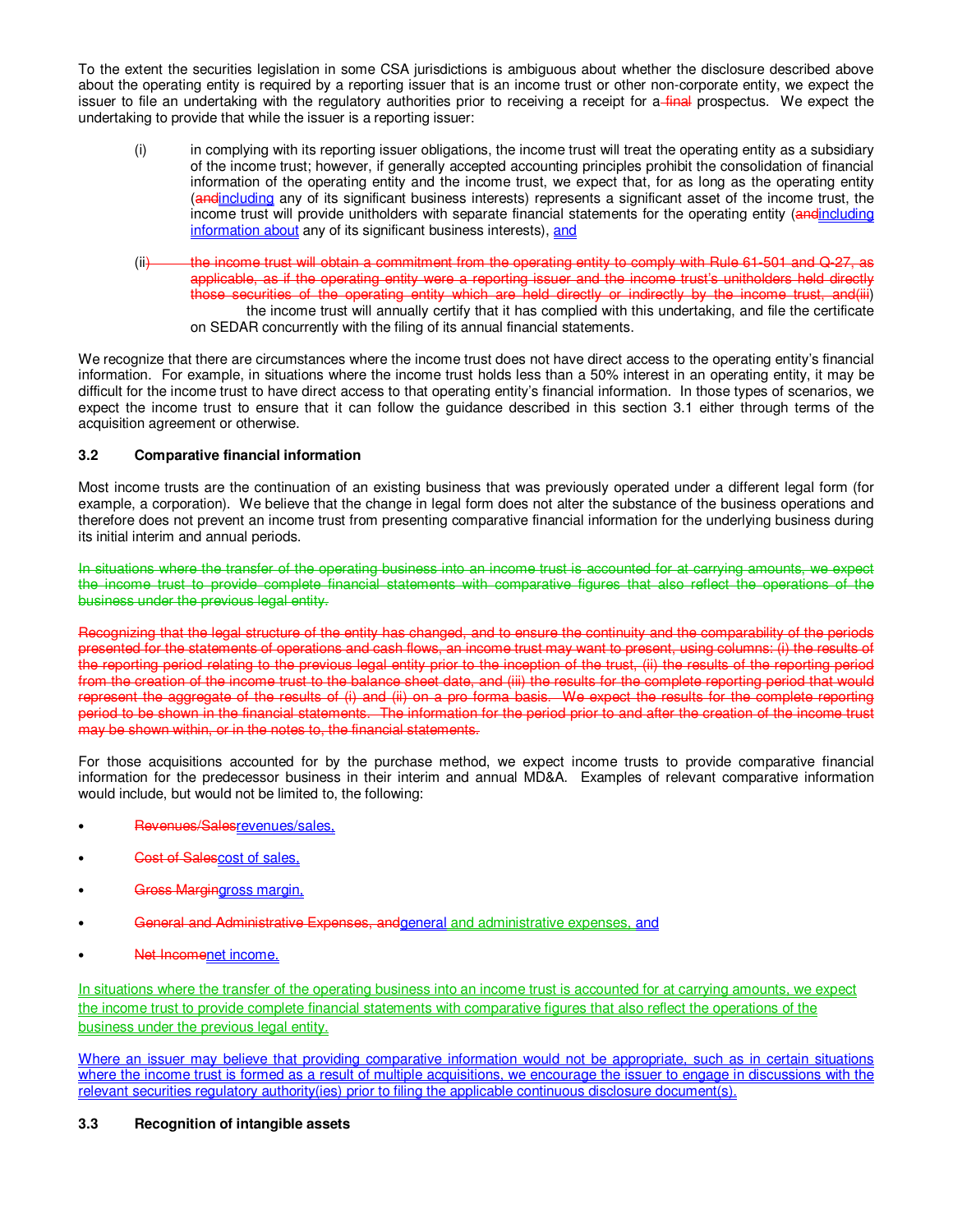To the extent the securities legislation in some CSA jurisdictions is ambiguous about whether the disclosure described above about the operating entity is required by a reporting issuer that is an income trust or other non-corporate entity, we expect the issuer to file an undertaking with the regulatory authorities prior to receiving a receipt for a ~~final~~ prospectus. We expect the undertaking to provide that while the issuer is a reporting issuer:

(i) in complying with its reporting issuer obligations, the income trust will treat the operating entity as a subsidiary of the income trust; however, if generally accepted accounting principles prohibit the consolidation of financial information of the operating entity and the income trust, we expect that, for as long as the operating entity (~~and~~including any of its significant business interests) represents a significant asset of the income trust, the income trust will provide unitholders with separate financial statements for the operating entity (~~and~~including information about any of its significant business interests), and

(ii~~) the income trust will obtain a commitment from the operating entity to comply with Rule 61-501 and Q-27, as applicable, as if the operating entity were a reporting issuer and the income trust's unitholders held directly those securities of the operating entity which are held directly or indirectly by the income trust, and(iii~~) the income trust will annually certify that it has complied with this undertaking, and file the certificate on SEDAR concurrently with the filing of its annual financial statements.

We recognize that there are circumstances where the income trust does not have direct access to the operating entity's financial information. For example, in situations where the income trust holds less than a 50% interest in an operating entity, it may be difficult for the income trust to have direct access to that operating entity's financial information. In those types of scenarios, we expect the income trust to ensure that it can follow the guidance described in this section 3.1 either through terms of the acquisition agreement or otherwise.

### 3.2 Comparative financial information

Most income trusts are the continuation of an existing business that was previously operated under a different legal form (for example, a corporation). We believe that the change in legal form does not alter the substance of the business operations and therefore does not prevent an income trust from presenting comparative financial information for the underlying business during its initial interim and annual periods.

~~In situations where the transfer of the operating business into an income trust is accounted for at carrying amounts, we expect the income trust to provide complete financial statements with comparative figures that also reflect the operations of the business under the previous legal entity.~~

~~Recognizing that the legal structure of the entity has changed, and to ensure the continuity and the comparability of the periods presented for the statements of operations and cash flows, an income trust may want to present, using columns: (i) the results of the reporting period relating to the previous legal entity prior to the inception of the trust, (ii) the results of the reporting period from the creation of the income trust to the balance sheet date, and (iii) the results for the complete reporting period that would represent the aggregate of the results of (i) and (ii) on a pro forma basis. We expect the results for the complete reporting period to be shown in the financial statements. The information for the period prior to and after the creation of the income trust may be shown within, or in the notes to, the financial statements.~~

For those acquisitions accounted for by the purchase method, we expect income trusts to provide comparative financial information for the predecessor business in their interim and annual MD&A. Examples of relevant comparative information would include, but would not be limited to, the following:

- ~~Revenues/Sales~~revenues/sales,
- ~~Cost of Sales~~cost of sales,
- ~~Gross Margin~~gross margin,
- ~~General and Administrative Expenses, and~~general and administrative expenses, and
- ~~Net Income~~net income.

In situations where the transfer of the operating business into an income trust is accounted for at carrying amounts, we expect the income trust to provide complete financial statements with comparative figures that also reflect the operations of the business under the previous legal entity.

Where an issuer may believe that providing comparative information would not be appropriate, such as in certain situations where the income trust is formed as a result of multiple acquisitions, we encourage the issuer to engage in discussions with the relevant securities regulatory authority(ies) prior to filing the applicable continuous disclosure document(s).

### 3.3 Recognition of intangible assets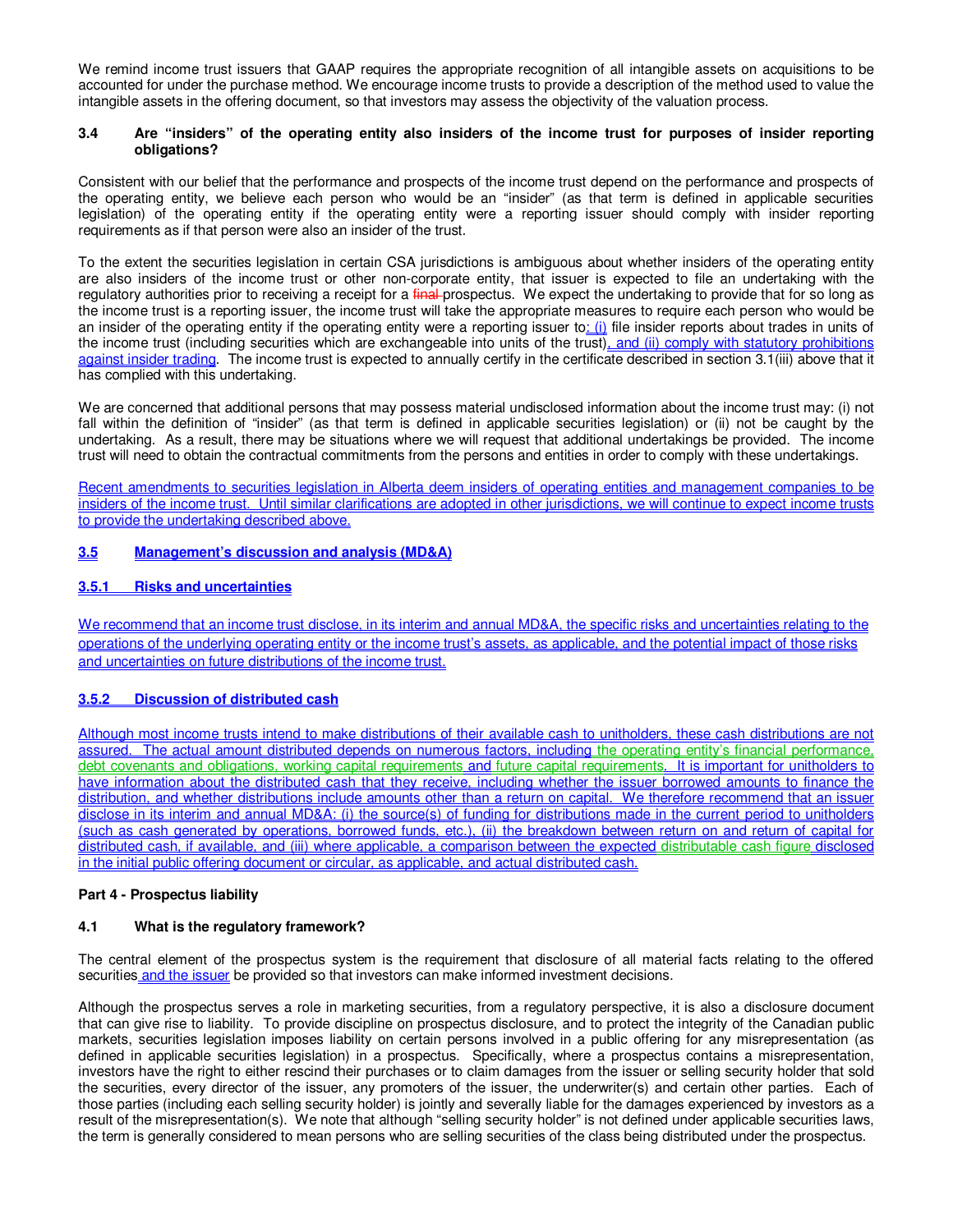We remind income trust issuers that GAAP requires the appropriate recognition of all intangible assets on acquisitions to be accounted for under the purchase method. We encourage income trusts to provide a description of the method used to value the intangible assets in the offering document, so that investors may assess the objectivity of the valuation process.

### 3.4 Are "insiders" of the operating entity also insiders of the income trust for purposes of insider reporting obligations?

Consistent with our belief that the performance and prospects of the income trust depend on the performance and prospects of the operating entity, we believe each person who would be an "insider" (as that term is defined in applicable securities legislation) of the operating entity if the operating entity were a reporting issuer should comply with insider reporting requirements as if that person were also an insider of the trust.

To the extent the securities legislation in certain CSA jurisdictions is ambiguous about whether insiders of the operating entity are also insiders of the income trust or other non-corporate entity, that issuer is expected to file an undertaking with the regulatory authorities prior to receiving a receipt for a ~~final~~ prospectus. We expect the undertaking to provide that for so long as the income trust is a reporting issuer, the income trust will take the appropriate measures to require each person who would be an insider of the operating entity if the operating entity were a reporting issuer to: (i) file insider reports about trades in units of the income trust (including securities which are exchangeable into units of the trust), and (ii) comply with statutory prohibitions against insider trading. The income trust is expected to annually certify in the certificate described in section 3.1(iii) above that it has complied with this undertaking.

We are concerned that additional persons that may possess material undisclosed information about the income trust may: (i) not fall within the definition of "insider" (as that term is defined in applicable securities legislation) or (ii) not be caught by the undertaking. As a result, there may be situations where we will request that additional undertakings be provided. The income trust will need to obtain the contractual commitments from the persons and entities in order to comply with these undertakings.

Recent amendments to securities legislation in Alberta deem insiders of operating entities and management companies to be insiders of the income trust. Until similar clarifications are adopted in other jurisdictions, we will continue to expect income trusts to provide the undertaking described above.

### 3.5 Management's discussion and analysis (MD&A)

#### 3.5.1 Risks and uncertainties

We recommend that an income trust disclose, in its interim and annual MD&A, the specific risks and uncertainties relating to the operations of the underlying operating entity or the income trust's assets, as applicable, and the potential impact of those risks and uncertainties on future distributions of the income trust.

#### 3.5.2 Discussion of distributed cash

Although most income trusts intend to make distributions of their available cash to unitholders, these cash distributions are not assured. The actual amount distributed depends on numerous factors, including the operating entity's financial performance, debt covenants and obligations, working capital requirements and future capital requirements. It is important for unitholders to have information about the distributed cash that they receive, including whether the issuer borrowed amounts to finance the distribution, and whether distributions include amounts other than a return on capital. We therefore recommend that an issuer disclose in its interim and annual MD&A: (i) the source(s) of funding for distributions made in the current period to unitholders (such as cash generated by operations, borrowed funds, etc.), (ii) the breakdown between return on and return of capital for distributed cash, if available, and (iii) where applicable, a comparison between the expected distributable cash figure disclosed in the initial public offering document or circular, as applicable, and actual distributed cash.

## Part 4 - Prospectus liability

### 4.1 What is the regulatory framework?

The central element of the prospectus system is the requirement that disclosure of all material facts relating to the offered securities and the issuer be provided so that investors can make informed investment decisions.

Although the prospectus serves a role in marketing securities, from a regulatory perspective, it is also a disclosure document that can give rise to liability. To provide discipline on prospectus disclosure, and to protect the integrity of the Canadian public markets, securities legislation imposes liability on certain persons involved in a public offering for any misrepresentation (as defined in applicable securities legislation) in a prospectus. Specifically, where a prospectus contains a misrepresentation, investors have the right to either rescind their purchases or to claim damages from the issuer or selling security holder that sold the securities, every director of the issuer, any promoters of the issuer, the underwriter(s) and certain other parties. Each of those parties (including each selling security holder) is jointly and severally liable for the damages experienced by investors as a result of the misrepresentation(s). We note that although "selling security holder" is not defined under applicable securities laws, the term is generally considered to mean persons who are selling securities of the class being distributed under the prospectus.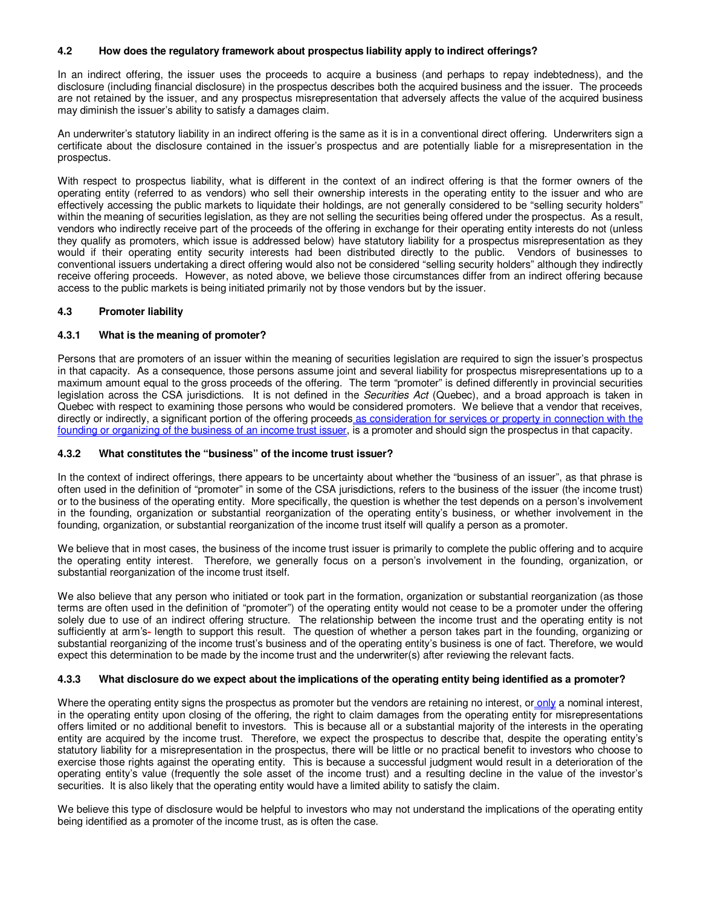### 4.2 How does the regulatory framework about prospectus liability apply to indirect offerings?

In an indirect offering, the issuer uses the proceeds to acquire a business (and perhaps to repay indebtedness), and the disclosure (including financial disclosure) in the prospectus describes both the acquired business and the issuer. The proceeds are not retained by the issuer, and any prospectus misrepresentation that adversely affects the value of the acquired business may diminish the issuer's ability to satisfy a damages claim.

An underwriter's statutory liability in an indirect offering is the same as it is in a conventional direct offering. Underwriters sign a certificate about the disclosure contained in the issuer's prospectus and are potentially liable for a misrepresentation in the prospectus.

With respect to prospectus liability, what is different in the context of an indirect offering is that the former owners of the operating entity (referred to as vendors) who sell their ownership interests in the operating entity to the issuer and who are effectively accessing the public markets to liquidate their holdings, are not generally considered to be "selling security holders" within the meaning of securities legislation, as they are not selling the securities being offered under the prospectus. As a result, vendors who indirectly receive part of the proceeds of the offering in exchange for their operating entity interests do not (unless they qualify as promoters, which issue is addressed below) have statutory liability for a prospectus misrepresentation as they would if their operating entity security interests had been distributed directly to the public. Vendors of businesses to conventional issuers undertaking a direct offering would also not be considered "selling security holders" although they indirectly receive offering proceeds. However, as noted above, we believe those circumstances differ from an indirect offering because access to the public markets is being initiated primarily not by those vendors but by the issuer.

### 4.3 Promoter liability

#### 4.3.1 What is the meaning of promoter?

Persons that are promoters of an issuer within the meaning of securities legislation are required to sign the issuer's prospectus in that capacity. As a consequence, those persons assume joint and several liability for prospectus misrepresentations up to a maximum amount equal to the gross proceeds of the offering. The term "promoter" is defined differently in provincial securities legislation across the CSA jurisdictions. It is not defined in the *Securities Act* (Quebec), and a broad approach is taken in Quebec with respect to examining those persons who would be considered promoters. We believe that a vendor that receives, directly or indirectly, a significant portion of the offering proceeds as consideration for services or property in connection with the founding or organizing of the business of an income trust issuer, is a promoter and should sign the prospectus in that capacity.

#### 4.3.2 What constitutes the "business" of the income trust issuer?

In the context of indirect offerings, there appears to be uncertainty about whether the "business of an issuer", as that phrase is often used in the definition of "promoter" in some of the CSA jurisdictions, refers to the business of the issuer (the income trust) or to the business of the operating entity. More specifically, the question is whether the test depends on a person's involvement in the founding, organization or substantial reorganization of the operating entity's business, or whether involvement in the founding, organization, or substantial reorganization of the income trust itself will qualify a person as a promoter.

We believe that in most cases, the business of the income trust issuer is primarily to complete the public offering and to acquire the operating entity interest. Therefore, we generally focus on a person's involvement in the founding, organization, or substantial reorganization of the income trust itself.

We also believe that any person who initiated or took part in the formation, organization or substantial reorganization (as those terms are often used in the definition of "promoter") of the operating entity would not cease to be a promoter under the offering solely due to use of an indirect offering structure. The relationship between the income trust and the operating entity is not sufficiently at arm's length to support this result. The question of whether a person takes part in the founding, organizing or substantial reorganizing of the income trust's business and of the operating entity's business is one of fact. Therefore, we would expect this determination to be made by the income trust and the underwriter(s) after reviewing the relevant facts.

#### 4.3.3 What disclosure do we expect about the implications of the operating entity being identified as a promoter?

Where the operating entity signs the prospectus as promoter but the vendors are retaining no interest, or only a nominal interest, in the operating entity upon closing of the offering, the right to claim damages from the operating entity for misrepresentations offers limited or no additional benefit to investors. This is because all or a substantial majority of the interests in the operating entity are acquired by the income trust. Therefore, we expect the prospectus to describe that, despite the operating entity's statutory liability for a misrepresentation in the prospectus, there will be little or no practical benefit to investors who choose to exercise those rights against the operating entity. This is because a successful judgment would result in a deterioration of the operating entity's value (frequently the sole asset of the income trust) and a resulting decline in the value of the investor's securities. It is also likely that the operating entity would have a limited ability to satisfy the claim.

We believe this type of disclosure would be helpful to investors who may not understand the implications of the operating entity being identified as a promoter of the income trust, as is often the case.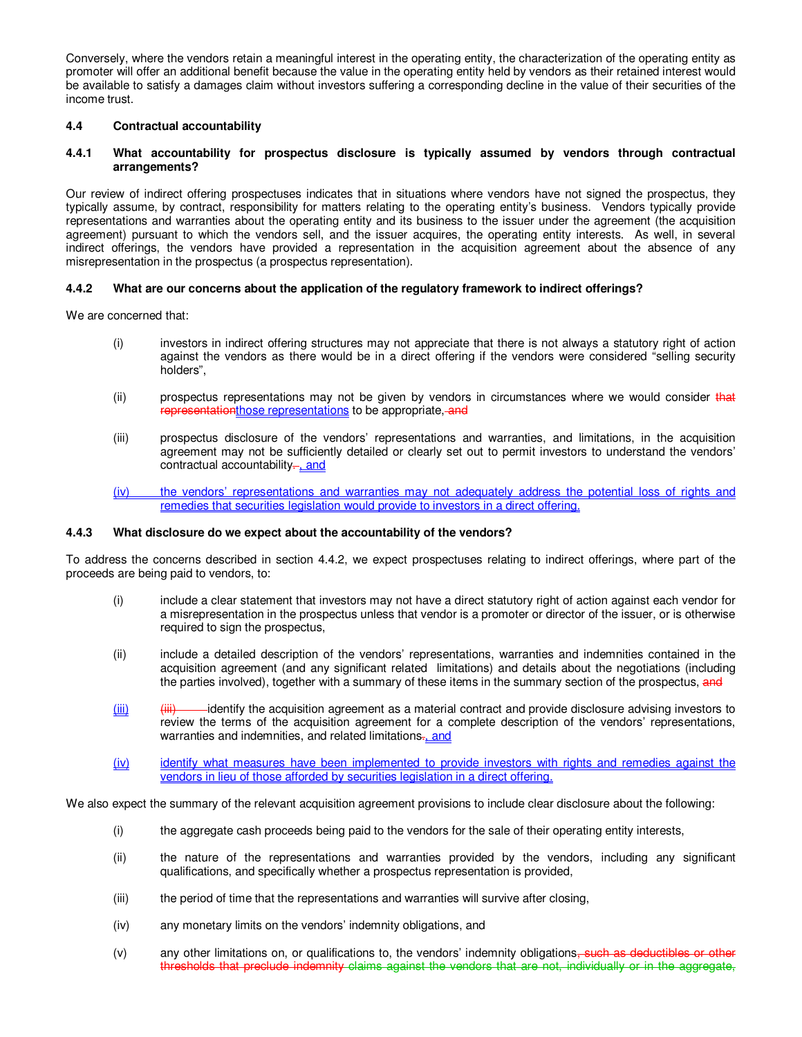Conversely, where the vendors retain a meaningful interest in the operating entity, the characterization of the operating entity as promoter will offer an additional benefit because the value in the operating entity held by vendors as their retained interest would be available to satisfy a damages claim without investors suffering a corresponding decline in the value of their securities of the income trust.

### 4.4 Contractual accountability

#### 4.4.1 What accountability for prospectus disclosure is typically assumed by vendors through contractual arrangements?

Our review of indirect offering prospectuses indicates that in situations where vendors have not signed the prospectus, they typically assume, by contract, responsibility for matters relating to the operating entity's business. Vendors typically provide representations and warranties about the operating entity and its business to the issuer under the agreement (the acquisition agreement) pursuant to which the vendors sell, and the issuer acquires, the operating entity interests. As well, in several indirect offerings, the vendors have provided a representation in the acquisition agreement about the absence of any misrepresentation in the prospectus (a prospectus representation).

#### 4.4.2 What are our concerns about the application of the regulatory framework to indirect offerings?

We are concerned that:

(i) investors in indirect offering structures may not appreciate that there is not always a statutory right of action against the vendors as there would be in a direct offering if the vendors were considered "selling security holders",

(ii) prospectus representations may not be given by vendors in circumstances where we would consider ~~that representation~~those representations to be appropriate, ~~and~~

(iii) prospectus disclosure of the vendors' representations and warranties, and limitations, in the acquisition agreement may not be sufficiently detailed or clearly set out to permit investors to understand the vendors' contractual accountability~~.~~, and

(iv) the vendors' representations and warranties may not adequately address the potential loss of rights and remedies that securities legislation would provide to investors in a direct offering.

#### 4.4.3 What disclosure do we expect about the accountability of the vendors?

To address the concerns described in section 4.4.2, we expect prospectuses relating to indirect offerings, where part of the proceeds are being paid to vendors, to:

(i) include a clear statement that investors may not have a direct statutory right of action against each vendor for a misrepresentation in the prospectus unless that vendor is a promoter or director of the issuer, or is otherwise required to sign the prospectus,

(ii) include a detailed description of the vendors' representations, warranties and indemnities contained in the acquisition agreement (and any significant related limitations) and details about the negotiations (including the parties involved), together with a summary of these items in the summary section of the prospectus, ~~and~~

(iii) ~~(iii)~~ identify the acquisition agreement as a material contract and provide disclosure advising investors to review the terms of the acquisition agreement for a complete description of the vendors' representations, warranties and indemnities, and related limitations~~.~~, and

(iv) identify what measures have been implemented to provide investors with rights and remedies against the vendors in lieu of those afforded by securities legislation in a direct offering.

We also expect the summary of the relevant acquisition agreement provisions to include clear disclosure about the following:

(i) the aggregate cash proceeds being paid to the vendors for the sale of their operating entity interests,

(ii) the nature of the representations and warranties provided by the vendors, including any significant qualifications, and specifically whether a prospectus representation is provided,

(iii) the period of time that the representations and warranties will survive after closing,

(iv) any monetary limits on the vendors' indemnity obligations, and

(v) any other limitations on, or qualifications to, the vendors' indemnity obligations~~, such as deductibles or other thresholds that preclude indemnity~~ ~~claims against the vendors that are not, individually or in the aggregate,~~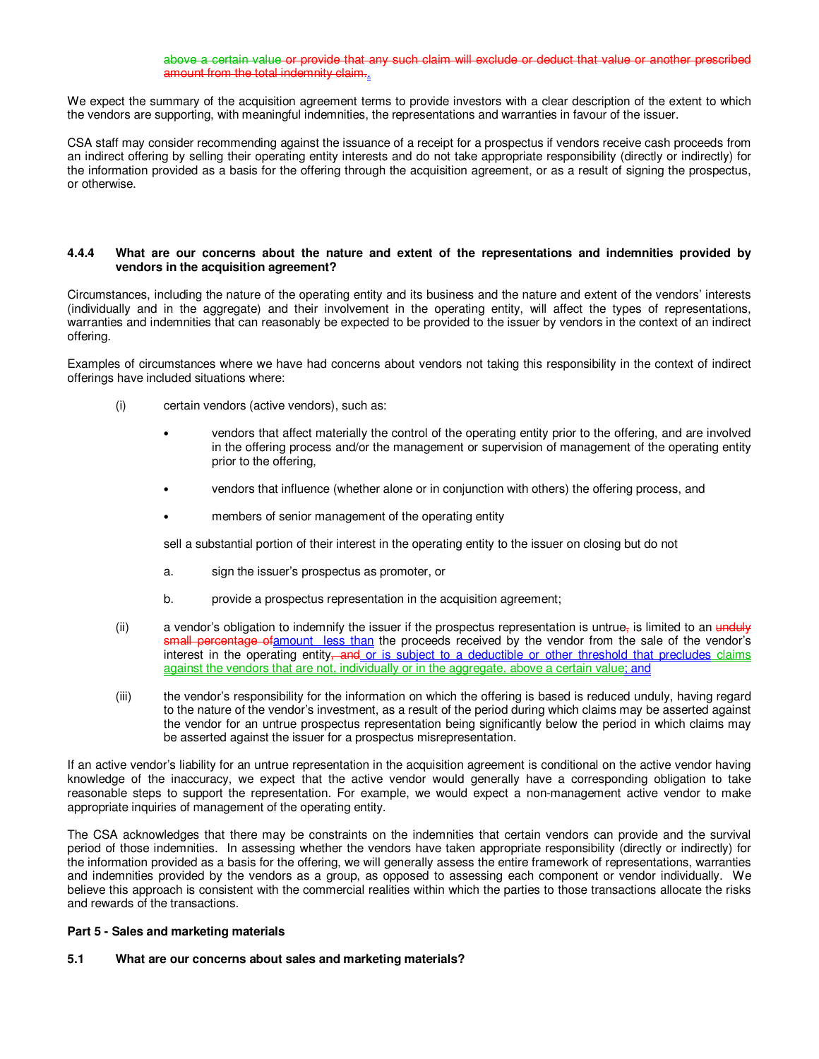~~above a certain value or provide that any such claim will exclude or deduct that value or another prescribed amount from the total indemnity claim.~~.

We expect the summary of the acquisition agreement terms to provide investors with a clear description of the extent to which the vendors are supporting, with meaningful indemnities, the representations and warranties in favour of the issuer.

CSA staff may consider recommending against the issuance of a receipt for a prospectus if vendors receive cash proceeds from an indirect offering by selling their operating entity interests and do not take appropriate responsibility (directly or indirectly) for the information provided as a basis for the offering through the acquisition agreement, or as a result of signing the prospectus, or otherwise.

#### 4.4.4 What are our concerns about the nature and extent of the representations and indemnities provided by vendors in the acquisition agreement?

Circumstances, including the nature of the operating entity and its business and the nature and extent of the vendors' interests (individually and in the aggregate) and their involvement in the operating entity, will affect the types of representations, warranties and indemnities that can reasonably be expected to be provided to the issuer by vendors in the context of an indirect offering.

Examples of circumstances where we have had concerns about vendors not taking this responsibility in the context of indirect offerings have included situations where:

(i) certain vendors (active vendors), such as:

- vendors that affect materially the control of the operating entity prior to the offering, and are involved in the offering process and/or the management or supervision of management of the operating entity prior to the offering,
- vendors that influence (whether alone or in conjunction with others) the offering process, and
- members of senior management of the operating entity

sell a substantial portion of their interest in the operating entity to the issuer on closing but do not

a. sign the issuer's prospectus as promoter, or

b. provide a prospectus representation in the acquisition agreement;

(ii) a vendor's obligation to indemnify the issuer if the prospectus representation is untrue~~,~~ is limited to an ~~unduly small percentage of~~amount less than the proceeds received by the vendor from the sale of the vendor's interest in the operating entity~~, and~~ or is subject to a deductible or other threshold that precludes claims against the vendors that are not, individually or in the aggregate, above a certain value; and

(iii) the vendor's responsibility for the information on which the offering is based is reduced unduly, having regard to the nature of the vendor's investment, as a result of the period during which claims may be asserted against the vendor for an untrue prospectus representation being significantly below the period in which claims may be asserted against the issuer for a prospectus misrepresentation.

If an active vendor's liability for an untrue representation in the acquisition agreement is conditional on the active vendor having knowledge of the inaccuracy, we expect that the active vendor would generally have a corresponding obligation to take reasonable steps to support the representation. For example, we would expect a non-management active vendor to make appropriate inquiries of management of the operating entity.

The CSA acknowledges that there may be constraints on the indemnities that certain vendors can provide and the survival period of those indemnities. In assessing whether the vendors have taken appropriate responsibility (directly or indirectly) for the information provided as a basis for the offering, we will generally assess the entire framework of representations, warranties and indemnities provided by the vendors as a group, as opposed to assessing each component or vendor individually. We believe this approach is consistent with the commercial realities within which the parties to those transactions allocate the risks and rewards of the transactions.

## Part 5 - Sales and marketing materials

### 5.1 What are our concerns about sales and marketing materials?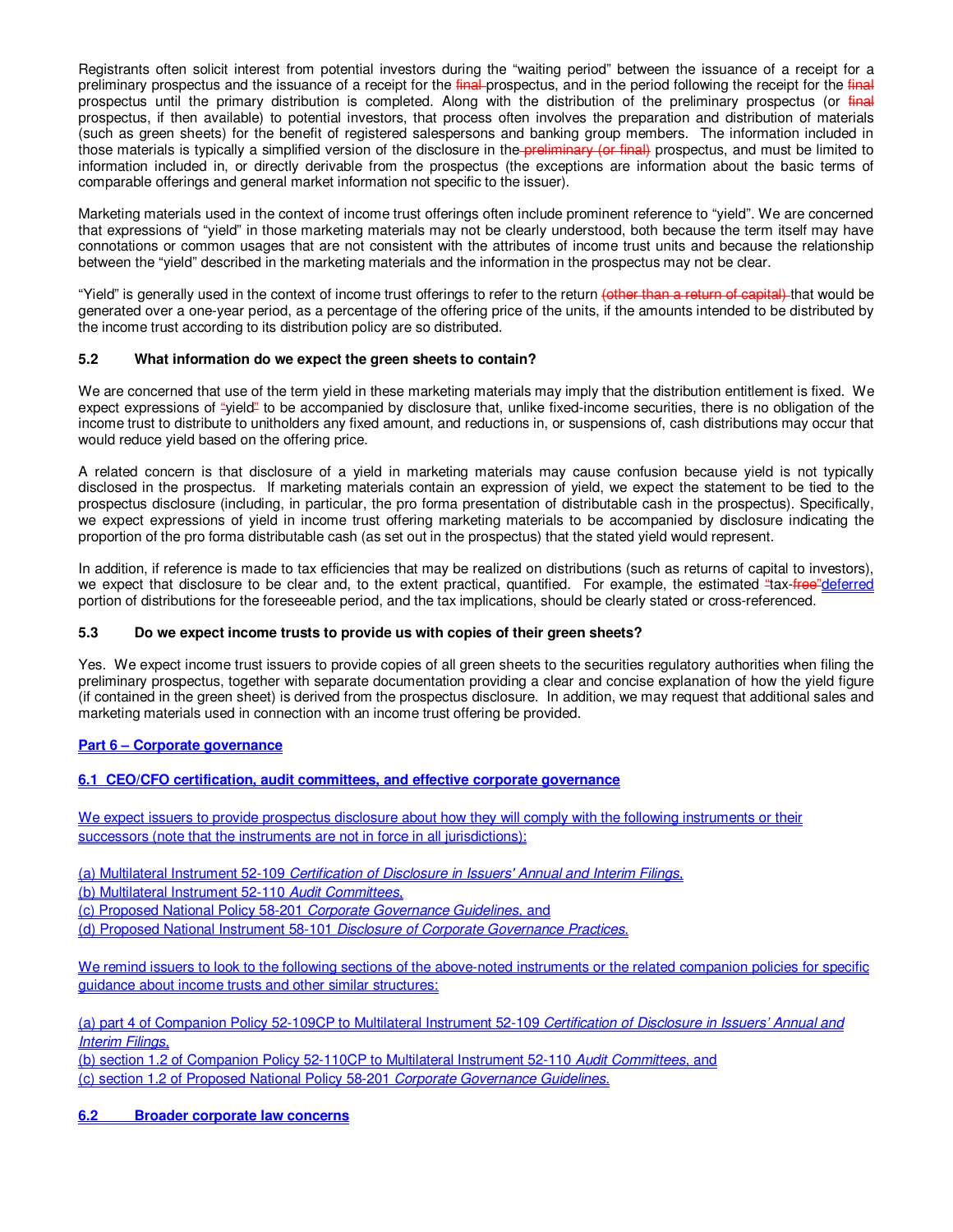Registrants often solicit interest from potential investors during the "waiting period" between the issuance of a receipt for a preliminary prospectus and the issuance of a receipt for the ~~final~~ prospectus, and in the period following the receipt for the ~~final~~ prospectus until the primary distribution is completed. Along with the distribution of the preliminary prospectus (or ~~final~~ prospectus, if then available) to potential investors, that process often involves the preparation and distribution of materials (such as green sheets) for the benefit of registered salespersons and banking group members. The information included in those materials is typically a simplified version of the disclosure in the ~~preliminary (or final)~~ prospectus, and must be limited to information included in, or directly derivable from the prospectus (the exceptions are information about the basic terms of comparable offerings and general market information not specific to the issuer).

Marketing materials used in the context of income trust offerings often include prominent reference to "yield". We are concerned that expressions of "yield" in those marketing materials may not be clearly understood, both because the term itself may have connotations or common usages that are not consistent with the attributes of income trust units and because the relationship between the "yield" described in the marketing materials and the information in the prospectus may not be clear.

"Yield" is generally used in the context of income trust offerings to refer to the return ~~(other than a return of capital)~~ that would be generated over a one-year period, as a percentage of the offering price of the units, if the amounts intended to be distributed by the income trust according to its distribution policy are so distributed.

### 5.2 What information do we expect the green sheets to contain?

We are concerned that use of the term yield in these marketing materials may imply that the distribution entitlement is fixed. We expect expressions of ~~"~~yield~~"~~ to be accompanied by disclosure that, unlike fixed-income securities, there is no obligation of the income trust to distribute to unitholders any fixed amount, and reductions in, or suspensions of, cash distributions may occur that would reduce yield based on the offering price.

A related concern is that disclosure of a yield in marketing materials may cause confusion because yield is not typically disclosed in the prospectus. If marketing materials contain an expression of yield, we expect the statement to be tied to the prospectus disclosure (including, in particular, the pro forma presentation of distributable cash in the prospectus). Specifically, we expect expressions of yield in income trust offering marketing materials to be accompanied by disclosure indicating the proportion of the pro forma distributable cash (as set out in the prospectus) that the stated yield would represent.

In addition, if reference is made to tax efficiencies that may be realized on distributions (such as returns of capital to investors), we expect that disclosure to be clear and, to the extent practical, quantified. For example, the estimated ~~"~~tax-~~free"~~deferred portion of distributions for the foreseeable period, and the tax implications, should be clearly stated or cross-referenced.

### 5.3 Do we expect income trusts to provide us with copies of their green sheets?

Yes. We expect income trust issuers to provide copies of all green sheets to the securities regulatory authorities when filing the preliminary prospectus, together with separate documentation providing a clear and concise explanation of how the yield figure (if contained in the green sheet) is derived from the prospectus disclosure. In addition, we may request that additional sales and marketing materials used in connection with an income trust offering be provided.

## Part 6 – Corporate governance

### 6.1 CEO/CFO certification, audit committees, and effective corporate governance

We expect issuers to provide prospectus disclosure about how they will comply with the following instruments or their successors (note that the instruments are not in force in all jurisdictions):

(a) Multilateral Instrument 52-109 *Certification of Disclosure in Issuers' Annual and Interim Filings*,
(b) Multilateral Instrument 52-110 *Audit Committees*,
(c) Proposed National Policy 58-201 *Corporate Governance Guidelines*, and
(d) Proposed National Instrument 58-101 *Disclosure of Corporate Governance Practices*.

We remind issuers to look to the following sections of the above-noted instruments or the related companion policies for specific guidance about income trusts and other similar structures:

(a) part 4 of Companion Policy 52-109CP to Multilateral Instrument 52-109 *Certification of Disclosure in Issuers' Annual and Interim Filings*,
(b) section 1.2 of Companion Policy 52-110CP to Multilateral Instrument 52-110 *Audit Committees*, and
(c) section 1.2 of Proposed National Policy 58-201 *Corporate Governance Guidelines*.

### 6.2 Broader corporate law concerns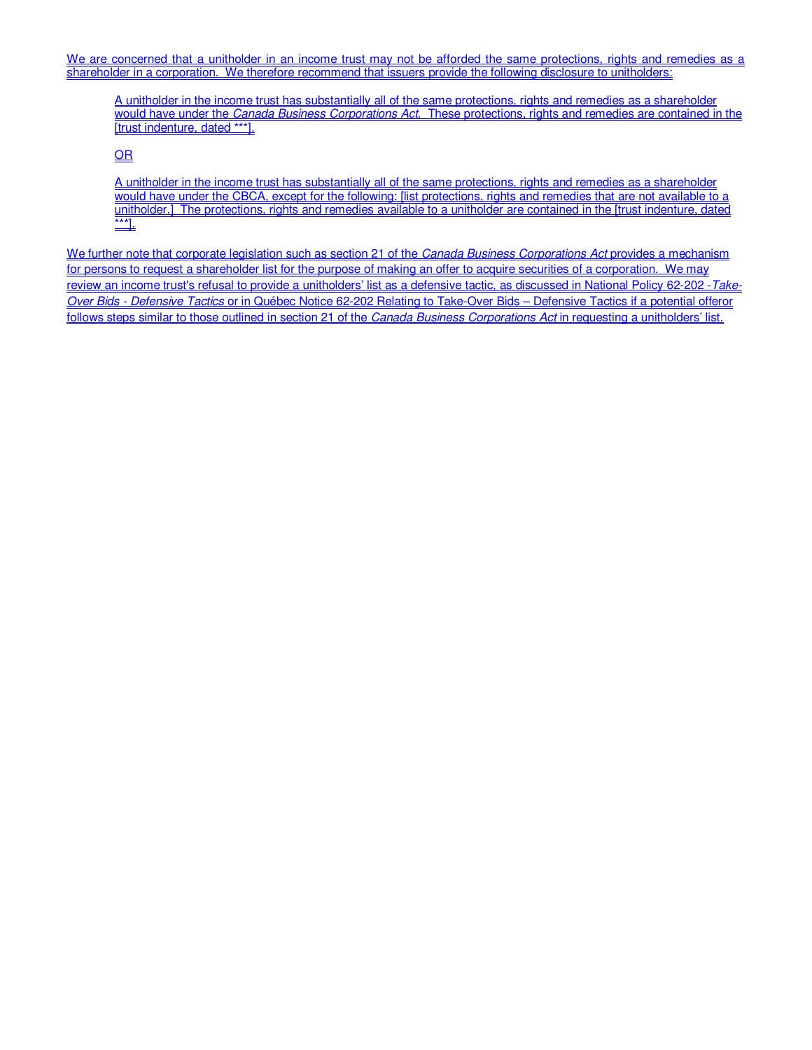We are concerned that a unitholder in an income trust may not be afforded the same protections, rights and remedies as a shareholder in a corporation. We therefore recommend that issuers provide the following disclosure to unitholders:

> A unitholder in the income trust has substantially all of the same protections, rights and remedies as a shareholder would have under the *Canada Business Corporations Act*. These protections, rights and remedies are contained in the [trust indenture, dated ***].
>
> OR
>
> A unitholder in the income trust has substantially all of the same protections, rights and remedies as a shareholder would have under the CBCA, except for the following: [list protections, rights and remedies that are not available to a unitholder.] The protections, rights and remedies available to a unitholder are contained in the [trust indenture, dated ***].

We further note that corporate legislation such as section 21 of the *Canada Business Corporations Act* provides a mechanism for persons to request a shareholder list for the purpose of making an offer to acquire securities of a corporation. We may review an income trust's refusal to provide a unitholders' list as a defensive tactic, as discussed in National Policy 62-202 -*Take-Over Bids - Defensive Tactics* or in Québec Notice 62-202 Relating to Take-Over Bids – Defensive Tactics if a potential offeror follows steps similar to those outlined in section 21 of the *Canada Business Corporations Act* in requesting a unitholders' list.